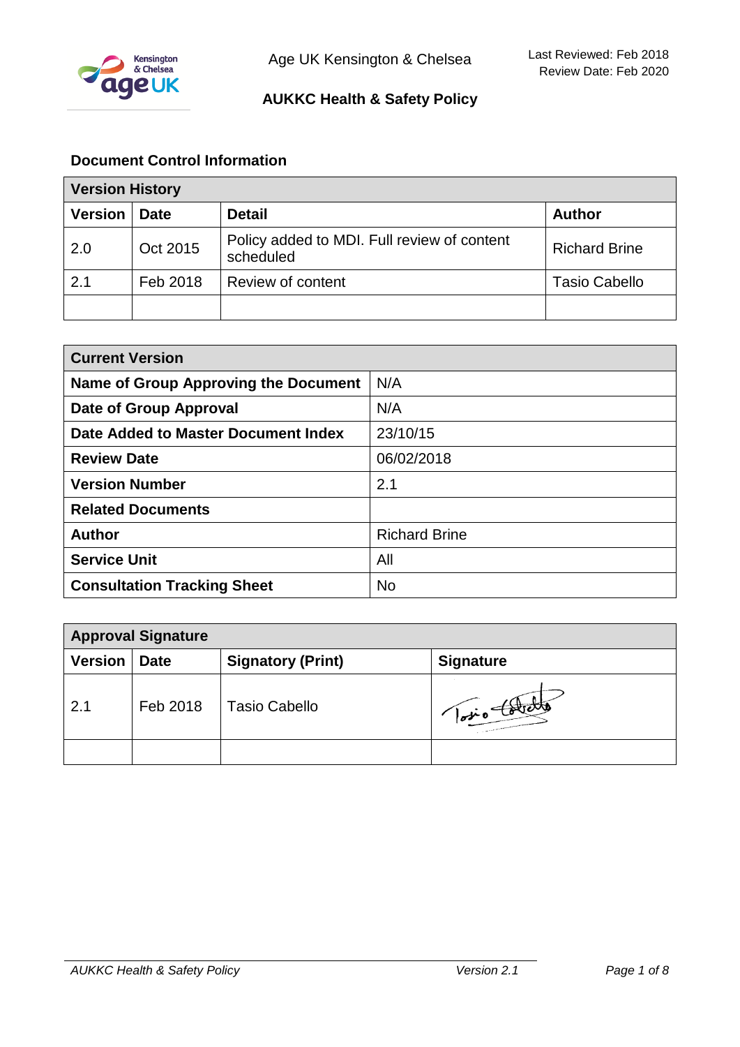Age UK Kensington & Chelsea

Last Reviewed: Feb 2018
Review Date: Feb 2020

# AUKKC Health & Safety Policy

## Document Control Information

| Version History | | | |
|---|---|---|---|
| **Version** | **Date** | **Detail** | **Author** |
| 2.0 | Oct 2015 | Policy added to MDI. Full review of content scheduled | Richard Brine |
| 2.1 | Feb 2018 | Review of content | Tasio Cabello |
| | | | |

| Current Version | |
|---|---|
| **Name of Group Approving the Document** | N/A |
| **Date of Group Approval** | N/A |
| **Date Added to Master Document Index** | 23/10/15 |
| **Review Date** | 06/02/2018 |
| **Version Number** | 2.1 |
| **Related Documents** | |
| **Author** | Richard Brine |
| **Service Unit** | All |
| **Consultation Tracking Sheet** | No |

| Approval Signature | | | |
|---|---|---|---|
| **Version** | **Date** | **Signatory (Print)** | **Signature** |
| 2.1 | Feb 2018 | Tasio Cabello | Tasio Cabello |
| | | | |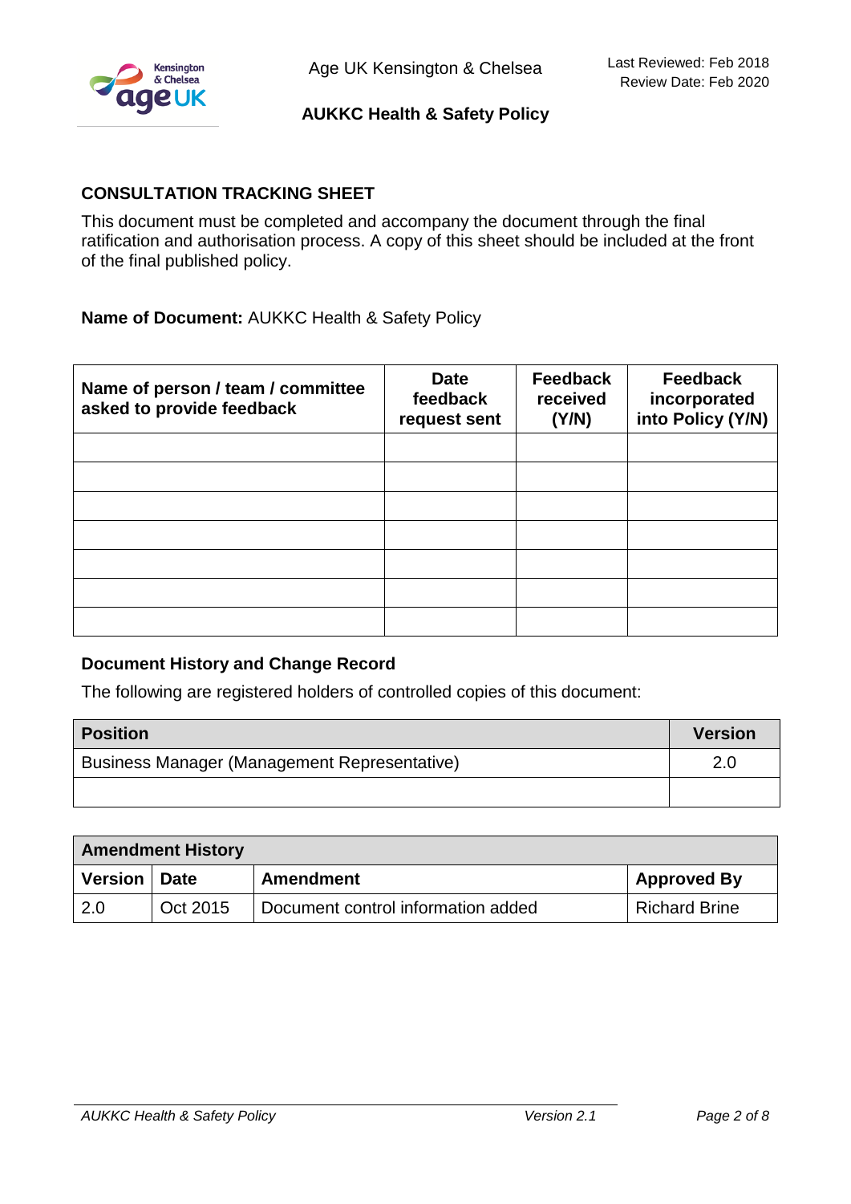## CONSULTATION TRACKING SHEET

This document must be completed and accompany the document through the final ratification and authorisation process. A copy of this sheet should be included at the front of the final published policy.

**Name of Document:** AUKKC Health & Safety Policy

| Name of person / team / committee asked to provide feedback | Date feedback request sent | Feedback received (Y/N) | Feedback incorporated into Policy (Y/N) |
|---|---|---|---|
| | | | |
| | | | |
| | | | |
| | | | |
| | | | |
| | | | |
| | | | |

### Document History and Change Record

The following are registered holders of controlled copies of this document:

| Position | Version |
|---|---|
| Business Manager (Management Representative) | 2.0 |
| | |

| Amendment History | | | |
|---|---|---|---|
| **Version** | **Date** | **Amendment** | **Approved By** |
| 2.0 | Oct 2015 | Document control information added | Richard Brine |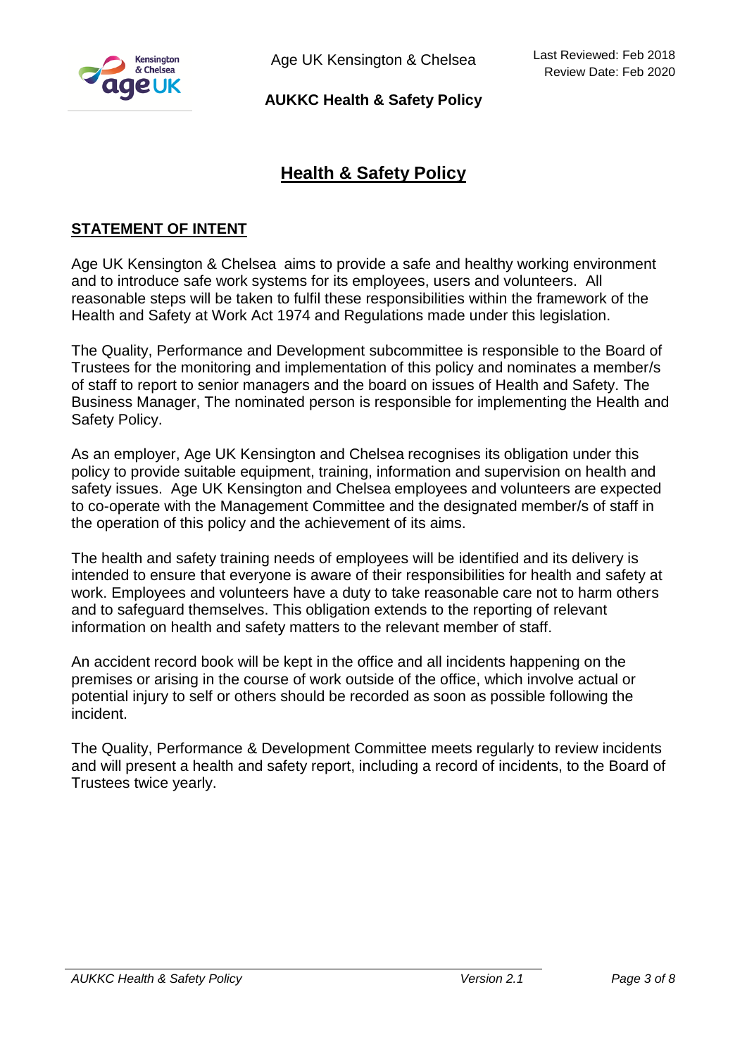# Health & Safety Policy

## STATEMENT OF INTENT

Age UK Kensington & Chelsea aims to provide a safe and healthy working environment and to introduce safe work systems for its employees, users and volunteers. All reasonable steps will be taken to fulfil these responsibilities within the framework of the Health and Safety at Work Act 1974 and Regulations made under this legislation.

The Quality, Performance and Development subcommittee is responsible to the Board of Trustees for the monitoring and implementation of this policy and nominates a member/s of staff to report to senior managers and the board on issues of Health and Safety. The Business Manager, The nominated person is responsible for implementing the Health and Safety Policy.

As an employer, Age UK Kensington and Chelsea recognises its obligation under this policy to provide suitable equipment, training, information and supervision on health and safety issues. Age UK Kensington and Chelsea employees and volunteers are expected to co-operate with the Management Committee and the designated member/s of staff in the operation of this policy and the achievement of its aims.

The health and safety training needs of employees will be identified and its delivery is intended to ensure that everyone is aware of their responsibilities for health and safety at work. Employees and volunteers have a duty to take reasonable care not to harm others and to safeguard themselves. This obligation extends to the reporting of relevant information on health and safety matters to the relevant member of staff.

An accident record book will be kept in the office and all incidents happening on the premises or arising in the course of work outside of the office, which involve actual or potential injury to self or others should be recorded as soon as possible following the incident.

The Quality, Performance & Development Committee meets regularly to review incidents and will present a health and safety report, including a record of incidents, to the Board of Trustees twice yearly.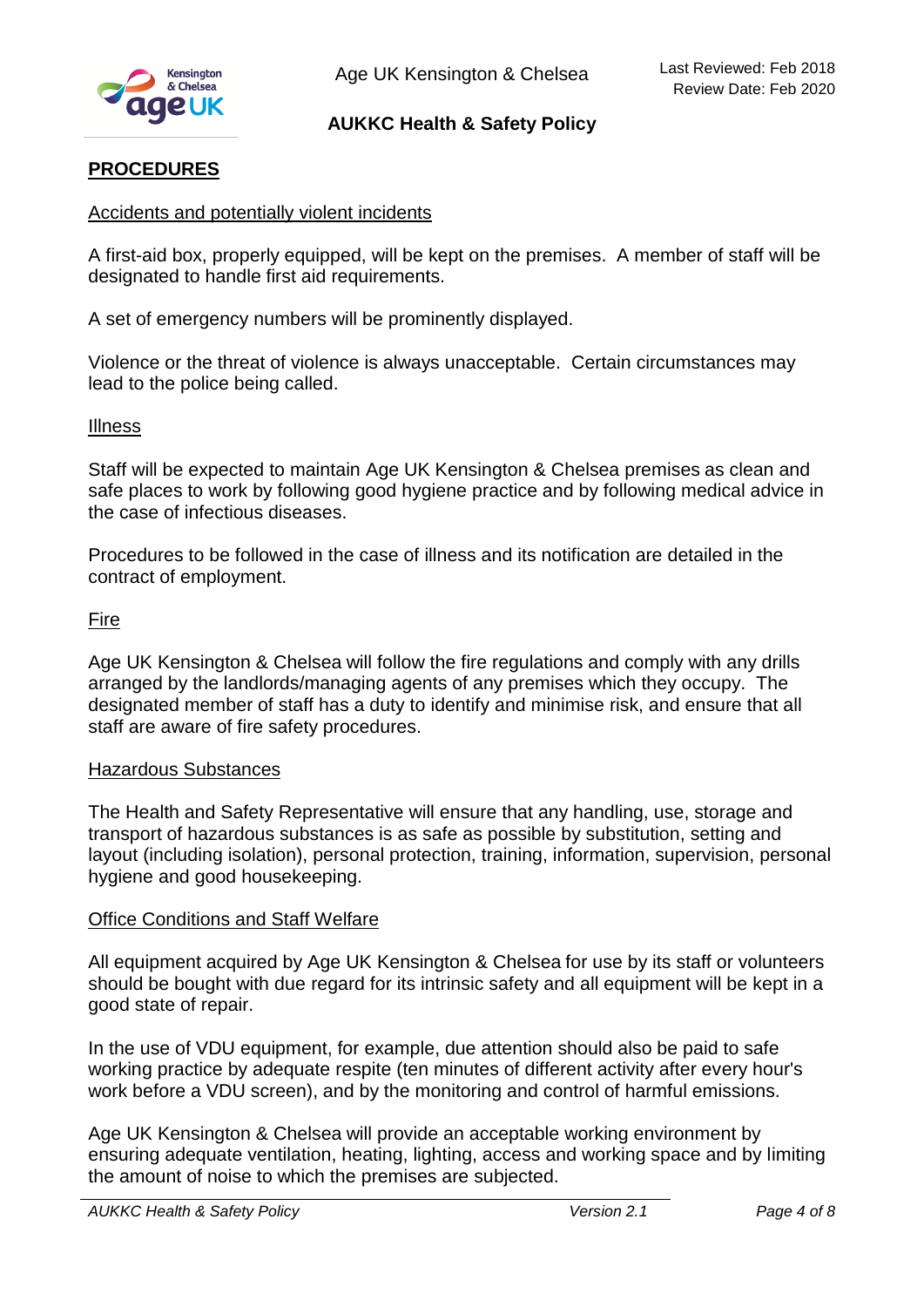## PROCEDURES

### Accidents and potentially violent incidents

A first-aid box, properly equipped, will be kept on the premises. A member of staff will be designated to handle first aid requirements.

A set of emergency numbers will be prominently displayed.

Violence or the threat of violence is always unacceptable. Certain circumstances may lead to the police being called.

### Illness

Staff will be expected to maintain Age UK Kensington & Chelsea premises as clean and safe places to work by following good hygiene practice and by following medical advice in the case of infectious diseases.

Procedures to be followed in the case of illness and its notification are detailed in the contract of employment.

### Fire

Age UK Kensington & Chelsea will follow the fire regulations and comply with any drills arranged by the landlords/managing agents of any premises which they occupy. The designated member of staff has a duty to identify and minimise risk, and ensure that all staff are aware of fire safety procedures.

### Hazardous Substances

The Health and Safety Representative will ensure that any handling, use, storage and transport of hazardous substances is as safe as possible by substitution, setting and layout (including isolation), personal protection, training, information, supervision, personal hygiene and good housekeeping.

### Office Conditions and Staff Welfare

All equipment acquired by Age UK Kensington & Chelsea for use by its staff or volunteers should be bought with due regard for its intrinsic safety and all equipment will be kept in a good state of repair.

In the use of VDU equipment, for example, due attention should also be paid to safe working practice by adequate respite (ten minutes of different activity after every hour's work before a VDU screen), and by the monitoring and control of harmful emissions.

Age UK Kensington & Chelsea will provide an acceptable working environment by ensuring adequate ventilation, heating, lighting, access and working space and by limiting the amount of noise to which the premises are subjected.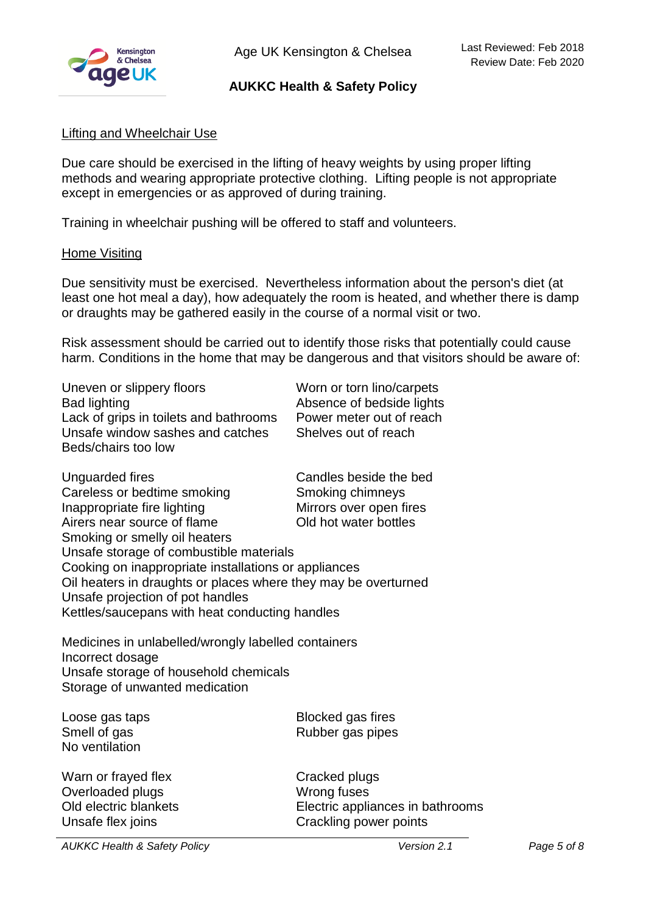### Lifting and Wheelchair Use

Due care should be exercised in the lifting of heavy weights by using proper lifting methods and wearing appropriate protective clothing. Lifting people is not appropriate except in emergencies or as approved of during training.

Training in wheelchair pushing will be offered to staff and volunteers.

### Home Visiting

Due sensitivity must be exercised. Nevertheless information about the person's diet (at least one hot meal a day), how adequately the room is heated, and whether there is damp or draughts may be gathered easily in the course of a normal visit or two.

Risk assessment should be carried out to identify those risks that potentially could cause harm. Conditions in the home that may be dangerous and that visitors should be aware of:

Uneven or slippery floors
Bad lighting
Lack of grips in toilets and bathrooms
Unsafe window sashes and catches
Beds/chairs too low
Worn or torn lino/carpets
Absence of bedside lights
Power meter out of reach
Shelves out of reach

Unguarded fires
Careless or bedtime smoking
Inappropriate fire lighting
Airers near source of flame
Smoking or smelly oil heaters
Candles beside the bed
Smoking chimneys
Mirrors over open fires
Old hot water bottles
Unsafe storage of combustible materials
Cooking on inappropriate installations or appliances
Oil heaters in draughts or places where they may be overturned
Unsafe projection of pot handles
Kettles/saucepans with heat conducting handles

Medicines in unlabelled/wrongly labelled containers
Incorrect dosage
Unsafe storage of household chemicals
Storage of unwanted medication

Loose gas taps
Smell of gas
No ventilation
Blocked gas fires
Rubber gas pipes

Warn or frayed flex
Overloaded plugs
Old electric blankets
Unsafe flex joins
Cracked plugs
Wrong fuses
Electric appliances in bathrooms
Crackling power points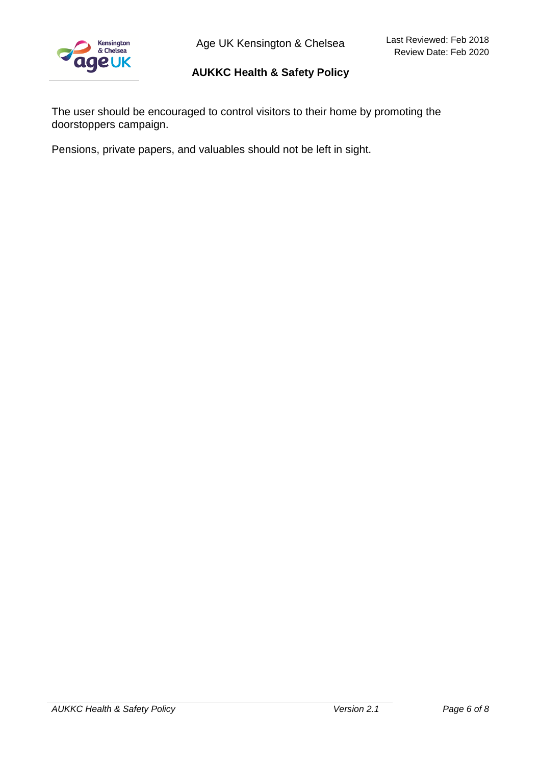The user should be encouraged to control visitors to their home by promoting the doorstoppers campaign.

Pensions, private papers, and valuables should not be left in sight.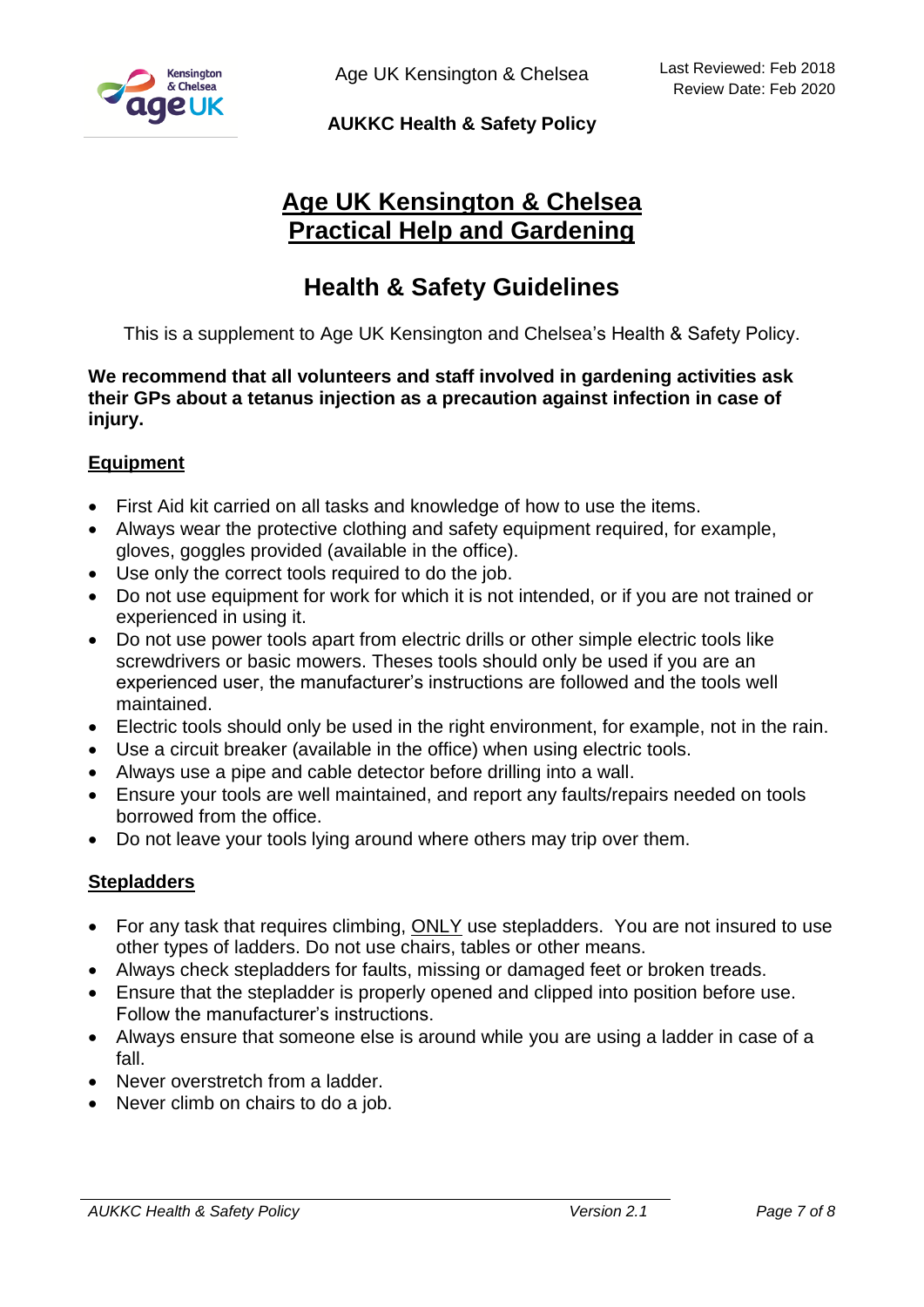# Age UK Kensington & Chelsea Practical Help and Gardening

## Health & Safety Guidelines

This is a supplement to Age UK Kensington and Chelsea's Health & Safety Policy.

**We recommend that all volunteers and staff involved in gardening activities ask their GPs about a tetanus injection as a precaution against infection in case of injury.**

### Equipment

- First Aid kit carried on all tasks and knowledge of how to use the items.
- Always wear the protective clothing and safety equipment required, for example, gloves, goggles provided (available in the office).
- Use only the correct tools required to do the job.
- Do not use equipment for work for which it is not intended, or if you are not trained or experienced in using it.
- Do not use power tools apart from electric drills or other simple electric tools like screwdrivers or basic mowers. Theses tools should only be used if you are an experienced user, the manufacturer's instructions are followed and the tools well maintained.
- Electric tools should only be used in the right environment, for example, not in the rain.
- Use a circuit breaker (available in the office) when using electric tools.
- Always use a pipe and cable detector before drilling into a wall.
- Ensure your tools are well maintained, and report any faults/repairs needed on tools borrowed from the office.
- Do not leave your tools lying around where others may trip over them.

### Stepladders

- For any task that requires climbing, ONLY use stepladders. You are not insured to use other types of ladders. Do not use chairs, tables or other means.
- Always check stepladders for faults, missing or damaged feet or broken treads.
- Ensure that the stepladder is properly opened and clipped into position before use. Follow the manufacturer's instructions.
- Always ensure that someone else is around while you are using a ladder in case of a fall.
- Never overstretch from a ladder.
- Never climb on chairs to do a job.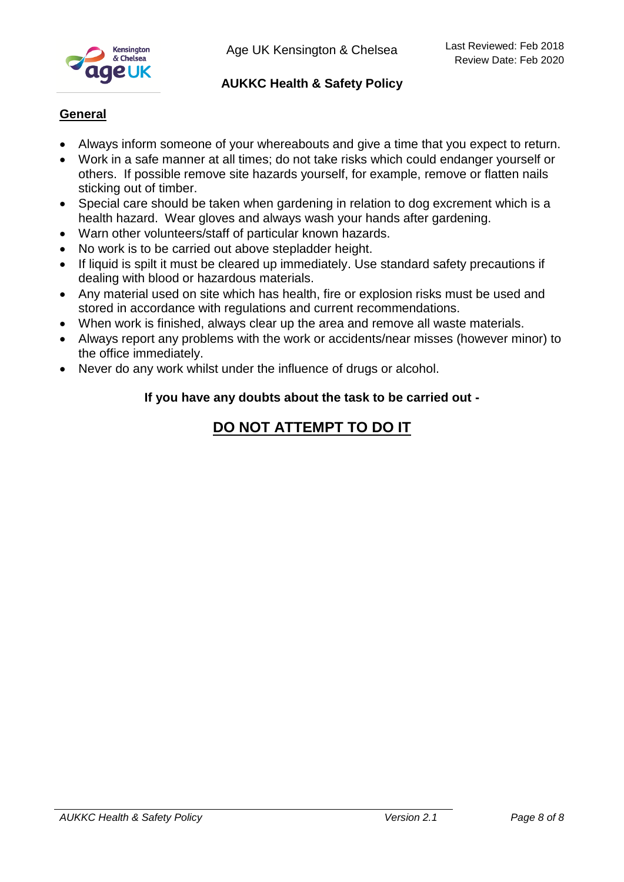## General

- Always inform someone of your whereabouts and give a time that you expect to return.
- Work in a safe manner at all times; do not take risks which could endanger yourself or others. If possible remove site hazards yourself, for example, remove or flatten nails sticking out of timber.
- Special care should be taken when gardening in relation to dog excrement which is a health hazard. Wear gloves and always wash your hands after gardening.
- Warn other volunteers/staff of particular known hazards.
- No work is to be carried out above stepladder height.
- If liquid is spilt it must be cleared up immediately. Use standard safety precautions if dealing with blood or hazardous materials.
- Any material used on site which has health, fire or explosion risks must be used and stored in accordance with regulations and current recommendations.
- When work is finished, always clear up the area and remove all waste materials.
- Always report any problems with the work or accidents/near misses (however minor) to the office immediately.
- Never do any work whilst under the influence of drugs or alcohol.

**If you have any doubts about the task to be carried out -**

## DO NOT ATTEMPT TO DO IT